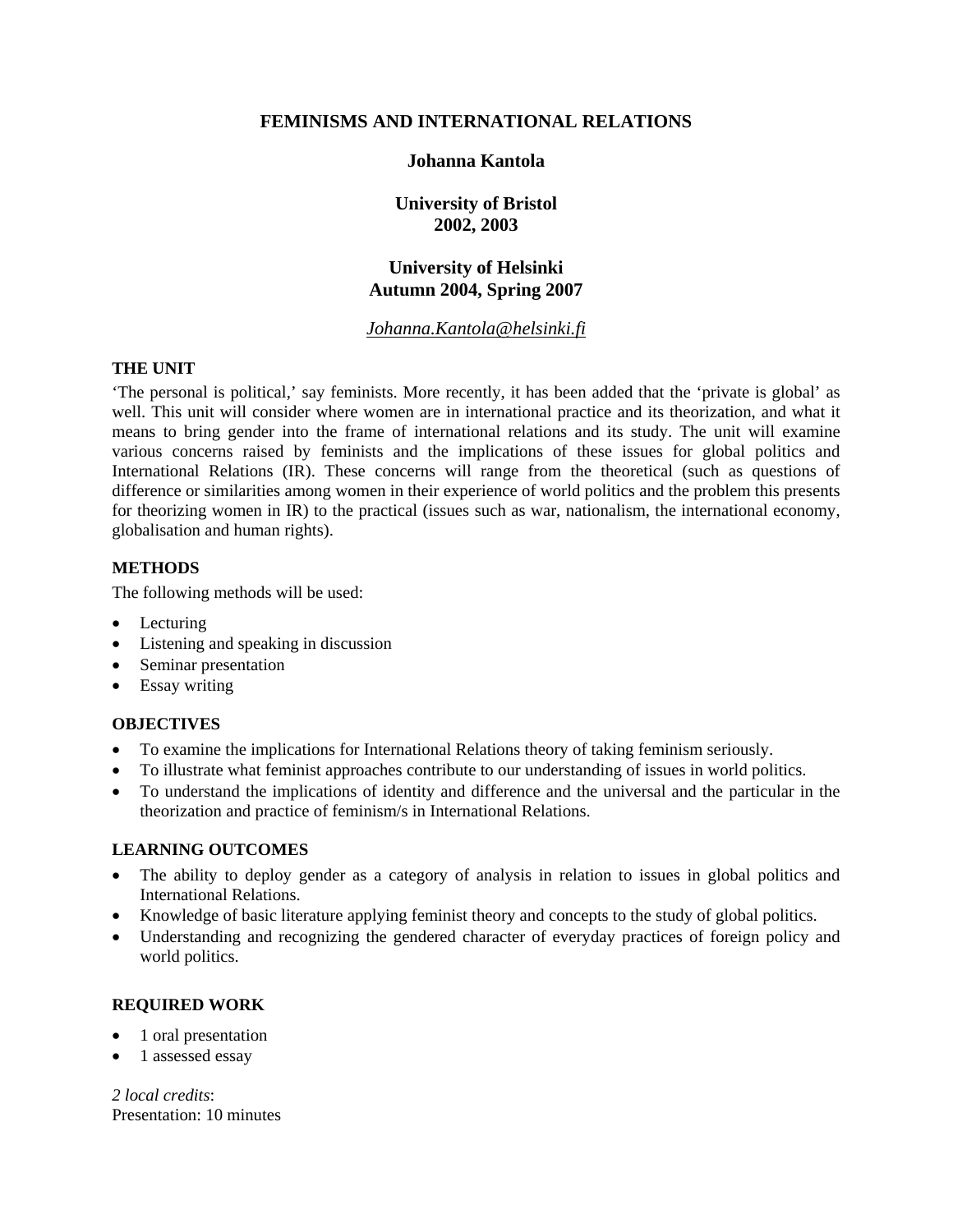# FEMINISMS AND INTERNATIONAL RELATIONS

**Johanna Kantola**

**University of Bristol**
**2002, 2003**

**University of Helsinki**
**Autumn 2004, Spring 2007**

*Johanna.Kantola@helsinki.fi*

### THE UNIT

'The personal is political,' say feminists. More recently, it has been added that the 'private is global' as well. This unit will consider where women are in international practice and its theorization, and what it means to bring gender into the frame of international relations and its study. The unit will examine various concerns raised by feminists and the implications of these issues for global politics and International Relations (IR). These concerns will range from the theoretical (such as questions of difference or similarities among women in their experience of world politics and the problem this presents for theorizing women in IR) to the practical (issues such as war, nationalism, the international economy, globalisation and human rights).

### METHODS

The following methods will be used:

- Lecturing
- Listening and speaking in discussion
- Seminar presentation
- Essay writing

### OBJECTIVES

- To examine the implications for International Relations theory of taking feminism seriously.
- To illustrate what feminist approaches contribute to our understanding of issues in world politics.
- To understand the implications of identity and difference and the universal and the particular in the theorization and practice of feminism/s in International Relations.

### LEARNING OUTCOMES

- The ability to deploy gender as a category of analysis in relation to issues in global politics and International Relations.
- Knowledge of basic literature applying feminist theory and concepts to the study of global politics.
- Understanding and recognizing the gendered character of everyday practices of foreign policy and world politics.

### REQUIRED WORK

- 1 oral presentation
- 1 assessed essay

*2 local credits*:
Presentation: 10 minutes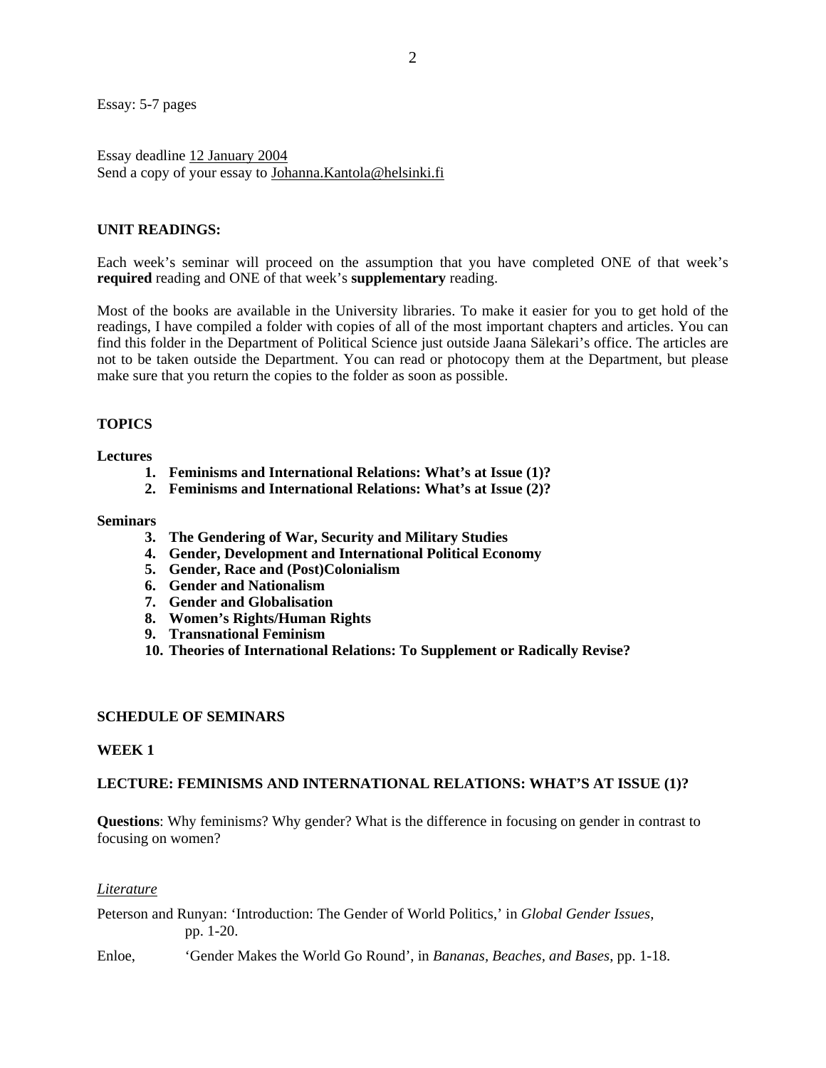Essay: 5-7 pages

Essay deadline 12 January 2004
Send a copy of your essay to Johanna.Kantola@helsinki.fi

**UNIT READINGS:**

Each week's seminar will proceed on the assumption that you have completed ONE of that week's **required** reading and ONE of that week's **supplementary** reading.

Most of the books are available in the University libraries. To make it easier for you to get hold of the readings, I have compiled a folder with copies of all of the most important chapters and articles. You can find this folder in the Department of Political Science just outside Jaana Sälekari's office. The articles are not to be taken outside the Department. You can read or photocopy them at the Department, but please make sure that you return the copies to the folder as soon as possible.

**TOPICS**

**Lectures**

1. **Feminisms and International Relations: What's at Issue (1)?**
2. **Feminisms and International Relations: What's at Issue (2)?**

**Seminars**

3. **The Gendering of War, Security and Military Studies**
4. **Gender, Development and International Political Economy**
5. **Gender, Race and (Post)Colonialism**
6. **Gender and Nationalism**
7. **Gender and Globalisation**
8. **Women's Rights/Human Rights**
9. **Transnational Feminism**
10. **Theories of International Relations: To Supplement or Radically Revise?**

**SCHEDULE OF SEMINARS**

**WEEK 1**

**LECTURE: FEMINISMS AND INTERNATIONAL RELATIONS: WHAT'S AT ISSUE (1)?**

**Questions**: Why feminism*s*? Why gender? What is the difference in focusing on gender in contrast to focusing on women?

*Literature*

Peterson and Runyan: 'Introduction: The Gender of World Politics,' in *Global Gender Issues*, pp. 1-20.

Enloe, 'Gender Makes the World Go Round', in *Bananas, Beaches, and Bases*, pp. 1-18.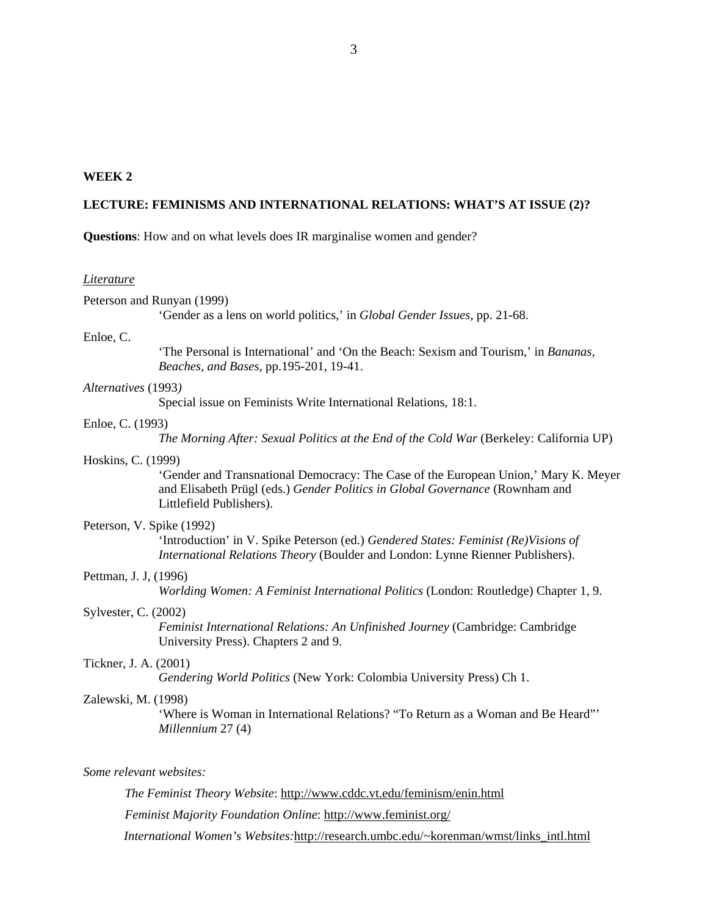**WEEK 2**

**LECTURE: FEMINISMS AND INTERNATIONAL RELATIONS: WHAT'S AT ISSUE (2)?**

**Questions**: How and on what levels does IR marginalise women and gender?

*Literature*

Peterson and Runyan (1999)
'Gender as a lens on world politics,' in *Global Gender Issues*, pp. 21-68.

Enloe, C.
'The Personal is International' and 'On the Beach: Sexism and Tourism,' in *Bananas, Beaches, and Bases*, pp.195-201, 19-41.

*Alternatives* (1993*)*
Special issue on Feminists Write International Relations, 18:1.

Enloe, C. (1993)
*The Morning After: Sexual Politics at the End of the Cold War* (Berkeley: California UP)

Hoskins, C. (1999)
'Gender and Transnational Democracy: The Case of the European Union,' Mary K. Meyer and Elisabeth Prügl (eds.) *Gender Politics in Global Governance* (Rownham and Littlefield Publishers).

Peterson, V. Spike (1992)
'Introduction' in V. Spike Peterson (ed.) *Gendered States: Feminist (Re)Visions of International Relations Theory* (Boulder and London: Lynne Rienner Publishers).

Pettman, J. J, (1996)
*Worlding Women: A Feminist International Politics* (London: Routledge) Chapter 1, 9.

Sylvester, C. (2002)
*Feminist International Relations: An Unfinished Journey* (Cambridge: Cambridge University Press). Chapters 2 and 9.

Tickner, J. A. (2001)
*Gendering World Politics* (New York: Colombia University Press) Ch 1.

Zalewski, M. (1998)
'Where is Woman in International Relations? "To Return as a Woman and Be Heard"' *Millennium* 27 (4)

*Some relevant websites:*

*The Feminist Theory Website*: http://www.cddc.vt.edu/feminism/enin.html

*Feminist Majority Foundation Online*: http://www.feminist.org/

*International Women's Websites:*http://research.umbc.edu/~korenman/wmst/links_intl.html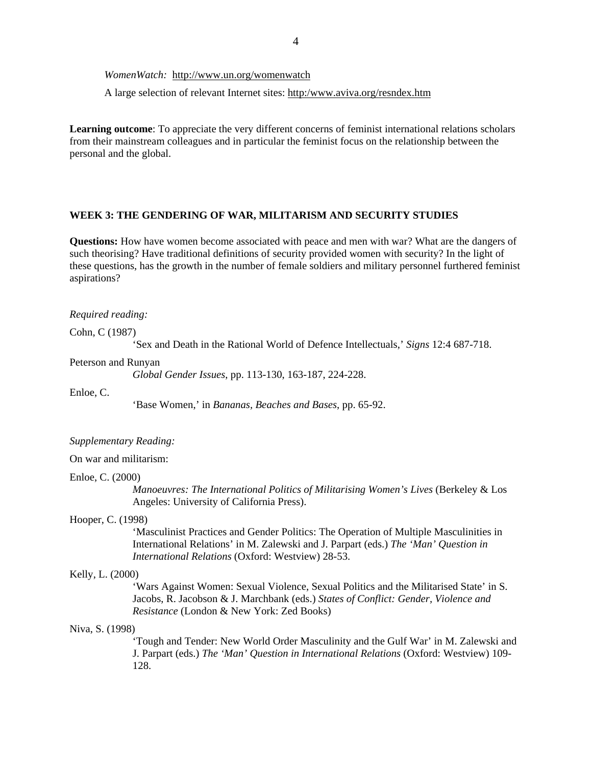*WomenWatch:* http://www.un.org/womenwatch

A large selection of relevant Internet sites: http:/www.aviva.org/resndex.htm

**Learning outcome**: To appreciate the very different concerns of feminist international relations scholars from their mainstream colleagues and in particular the feminist focus on the relationship between the personal and the global.

## WEEK 3: THE GENDERING OF WAR, MILITARISM AND SECURITY STUDIES

**Questions:** How have women become associated with peace and men with war? What are the dangers of such theorising? Have traditional definitions of security provided women with security? In the light of these questions, has the growth in the number of female soldiers and military personnel furthered feminist aspirations?

*Required reading:*

Cohn, C (1987)
'Sex and Death in the Rational World of Defence Intellectuals,' *Signs* 12:4 687-718.

Peterson and Runyan
*Global Gender Issues*, pp. 113-130, 163-187, 224-228.

Enloe, C.
'Base Women,' in *Bananas, Beaches and Bases*, pp. 65-92.

*Supplementary Reading:*

On war and militarism:

Enloe, C. (2000)
*Manoeuvres: The International Politics of Militarising Women's Lives* (Berkeley & Los Angeles: University of California Press).

Hooper, C. (1998)
'Masculinist Practices and Gender Politics: The Operation of Multiple Masculinities in International Relations' in M. Zalewski and J. Parpart (eds.) *The 'Man' Question in International Relations* (Oxford: Westview) 28-53.

Kelly, L. (2000)
'Wars Against Women: Sexual Violence, Sexual Politics and the Militarised State' in S. Jacobs, R. Jacobson & J. Marchbank (eds.) *States of Conflict: Gender, Violence and Resistance* (London & New York: Zed Books)

Niva, S. (1998)
'Tough and Tender: New World Order Masculinity and the Gulf War' in M. Zalewski and J. Parpart (eds.) *The 'Man' Question in International Relations* (Oxford: Westview) 109-128.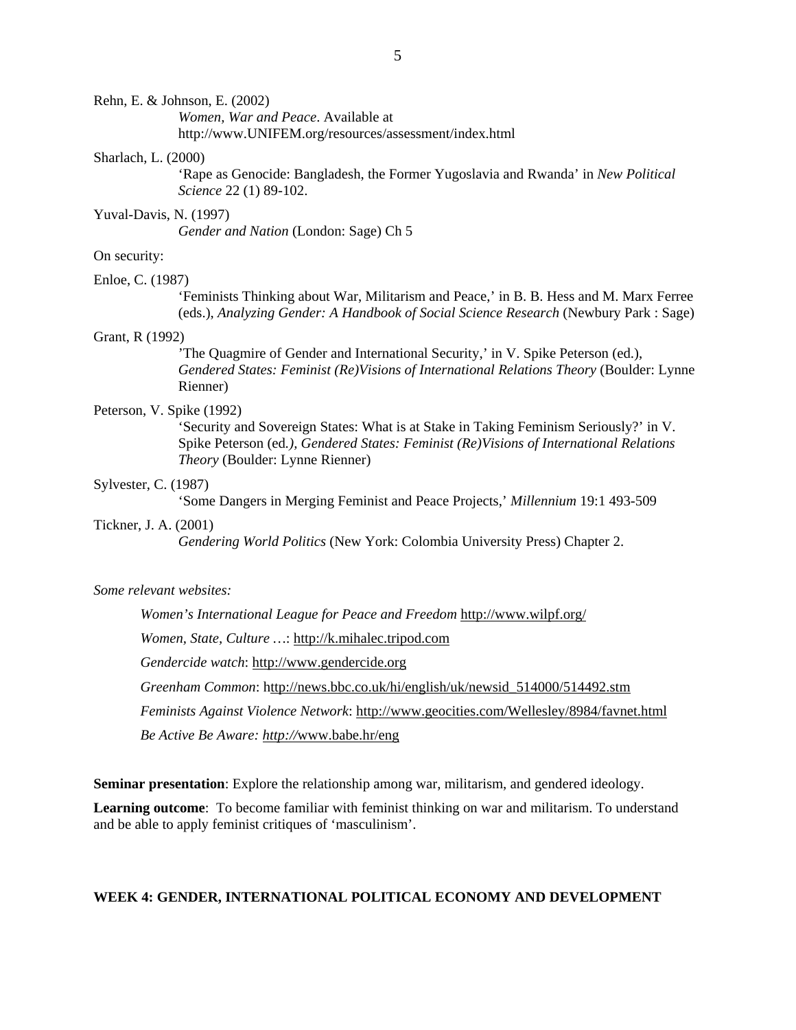Rehn, E. & Johnson, E. (2002)
*Women, War and Peace*. Available at http://www.UNIFEM.org/resources/assessment/index.html

Sharlach, L. (2000)
'Rape as Genocide: Bangladesh, the Former Yugoslavia and Rwanda' in *New Political Science* 22 (1) 89-102.

Yuval-Davis, N. (1997)
*Gender and Nation* (London: Sage) Ch 5

On security:

Enloe, C. (1987)
'Feminists Thinking about War, Militarism and Peace,' in B. B. Hess and M. Marx Ferree (eds.), *Analyzing Gender: A Handbook of Social Science Research* (Newbury Park : Sage)

Grant, R (1992)
'The Quagmire of Gender and International Security,' in V. Spike Peterson (ed.), *Gendered States: Feminist (Re)Visions of International Relations Theory* (Boulder: Lynne Rienner)

Peterson, V. Spike (1992)
'Security and Sovereign States: What is at Stake in Taking Feminism Seriously?' in V. Spike Peterson (ed.), *Gendered States: Feminist (Re)Visions of International Relations Theory* (Boulder: Lynne Rienner)

Sylvester, C. (1987)
'Some Dangers in Merging Feminist and Peace Projects,' *Millennium* 19:1 493-509

Tickner, J. A. (2001)
*Gendering World Politics* (New York: Colombia University Press) Chapter 2.

*Some relevant websites:*

*Women's International League for Peace and Freedom* http://www.wilpf.org/

*Women, State, Culture …*: http://k.mihalec.tripod.com

*Gendercide watch*: http://www.gendercide.org

*Greenham Common*: http://news.bbc.co.uk/hi/english/uk/newsid_514000/514492.stm

*Feminists Against Violence Network*: http://www.geocities.com/Wellesley/8984/favnet.html

*Be Active Be Aware: http://*www.babe.hr/eng

**Seminar presentation**: Explore the relationship among war, militarism, and gendered ideology.

**Learning outcome**: To become familiar with feminist thinking on war and militarism. To understand and be able to apply feminist critiques of 'masculinism'.

## WEEK 4: GENDER, INTERNATIONAL POLITICAL ECONOMY AND DEVELOPMENT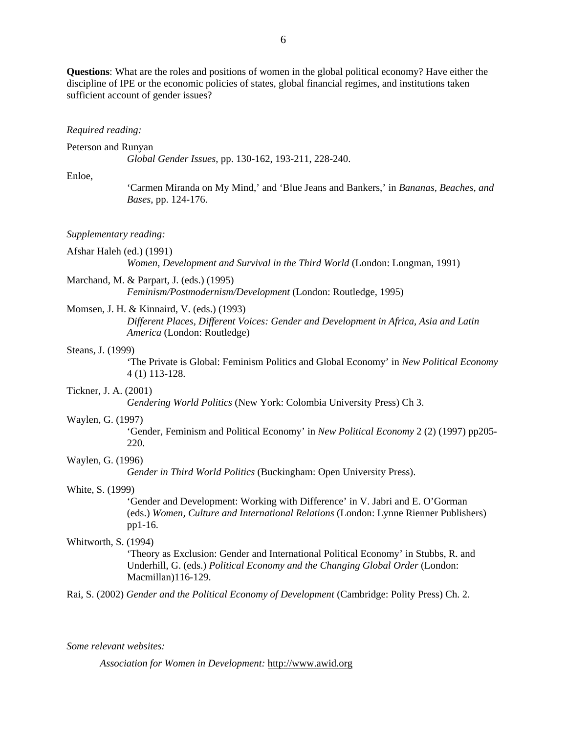**Questions**: What are the roles and positions of women in the global political economy? Have either the discipline of IPE or the economic policies of states, global financial regimes, and institutions taken sufficient account of gender issues?

*Required reading:*

Peterson and Runyan
*Global Gender Issues*, pp. 130-162, 193-211, 228-240.

Enloe,
'Carmen Miranda on My Mind,' and 'Blue Jeans and Bankers,' in *Bananas, Beaches, and Bases*, pp. 124-176.

*Supplementary reading:*

Afshar Haleh (ed.) (1991)
*Women, Development and Survival in the Third World* (London: Longman, 1991)

Marchand, M. & Parpart, J. (eds.) (1995)
*Feminism/Postmodernism/Development* (London: Routledge, 1995)

Momsen, J. H. & Kinnaird, V. (eds.) (1993)
*Different Places, Different Voices: Gender and Development in Africa, Asia and Latin America* (London: Routledge)

Steans, J. (1999)
'The Private is Global: Feminism Politics and Global Economy' in *New Political Economy* 4 (1) 113-128.

Tickner, J. A. (2001)
*Gendering World Politics* (New York: Colombia University Press) Ch 3.

Waylen, G. (1997)
'Gender, Feminism and Political Economy' in *New Political Economy* 2 (2) (1997) pp205-220.

Waylen, G. (1996)
*Gender in Third World Politics* (Buckingham: Open University Press).

White, S. (1999)
'Gender and Development: Working with Difference' in V. Jabri and E. O'Gorman (eds.) *Women, Culture and International Relations* (London: Lynne Rienner Publishers) pp1-16.

Whitworth, S. (1994)
'Theory as Exclusion: Gender and International Political Economy' in Stubbs, R. and Underhill, G. (eds.) *Political Economy and the Changing Global Order* (London: Macmillan)116-129.

Rai, S. (2002) *Gender and the Political Economy of Development* (Cambridge: Polity Press) Ch. 2.

*Some relevant websites:*

*Association for Women in Development:* http://www.awid.org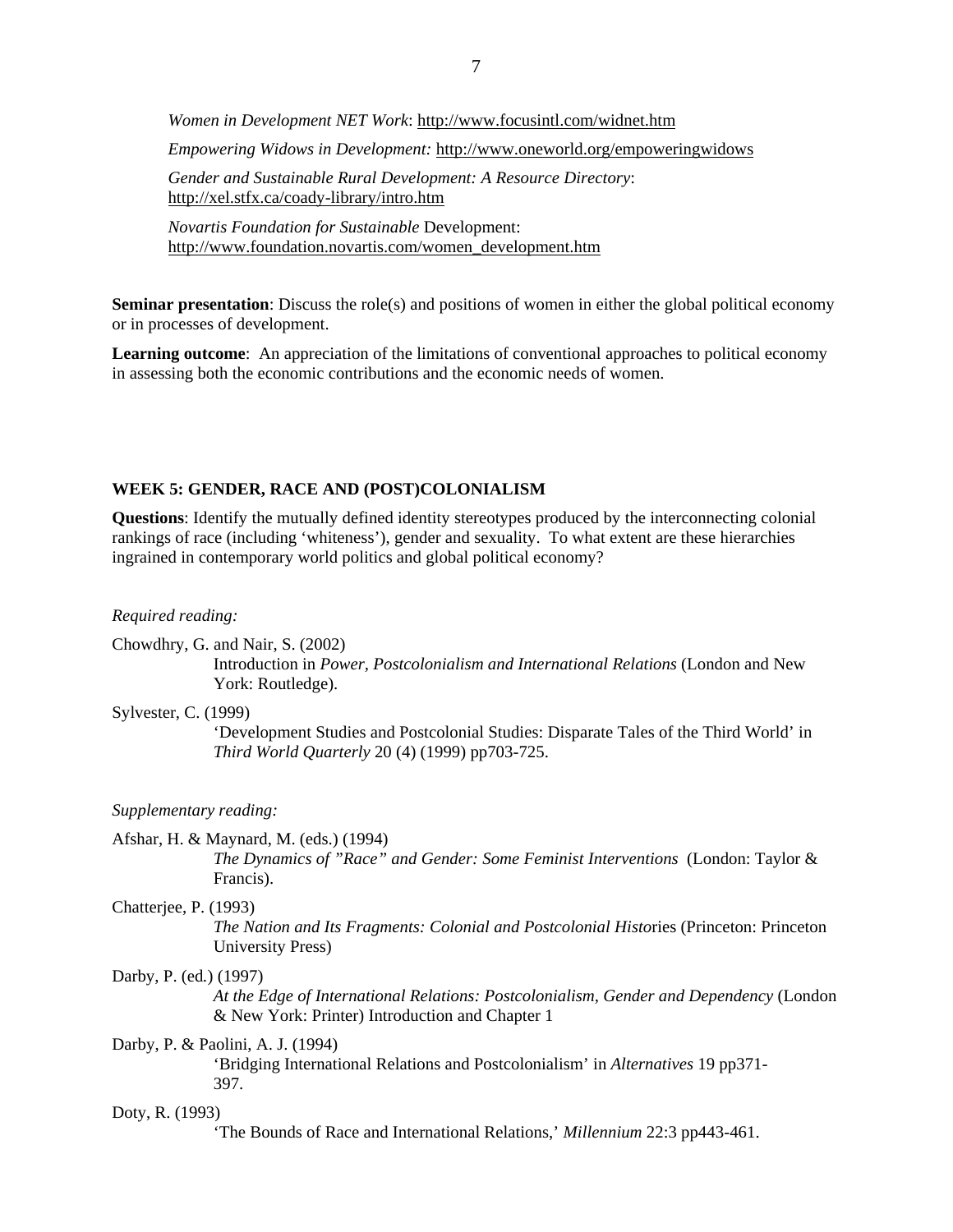*Women in Development NET Work*: http://www.focusintl.com/widnet.htm

*Empowering Widows in Development:* http://www.oneworld.org/empoweringwidows

*Gender and Sustainable Rural Development: A Resource Directory*: http://xel.stfx.ca/coady-library/intro.htm

*Novartis Foundation for Sustainable* Development: http://www.foundation.novartis.com/women_development.htm

**Seminar presentation**: Discuss the role(s) and positions of women in either the global political economy or in processes of development.

**Learning outcome**: An appreciation of the limitations of conventional approaches to political economy in assessing both the economic contributions and the economic needs of women.

## WEEK 5: GENDER, RACE AND (POST)COLONIALISM

**Questions**: Identify the mutually defined identity stereotypes produced by the interconnecting colonial rankings of race (including 'whiteness'), gender and sexuality. To what extent are these hierarchies ingrained in contemporary world politics and global political economy?

*Required reading:*

Chowdhry, G. and Nair, S. (2002)
Introduction in *Power, Postcolonialism and International Relations* (London and New York: Routledge).

Sylvester, C. (1999)
'Development Studies and Postcolonial Studies: Disparate Tales of the Third World' in *Third World Quarterly* 20 (4) (1999) pp703-725.

*Supplementary reading:*

Afshar, H. & Maynard, M. (eds.) (1994)
*The Dynamics of "Race" and Gender: Some Feminist Interventions* (London: Taylor & Francis).

Chatterjee, P. (1993)
*The Nation and Its Fragments: Colonial and Postcolonial Histo*ries (Princeton: Princeton University Press)

Darby, P. (ed.) (1997)
*At the Edge of International Relations: Postcolonialism, Gender and Dependency* (London & New York: Printer) Introduction and Chapter 1

Darby, P. & Paolini, A. J. (1994)
'Bridging International Relations and Postcolonialism' in *Alternatives* 19 pp371-397.

Doty, R. (1993)
'The Bounds of Race and International Relations,' *Millennium* 22:3 pp443-461.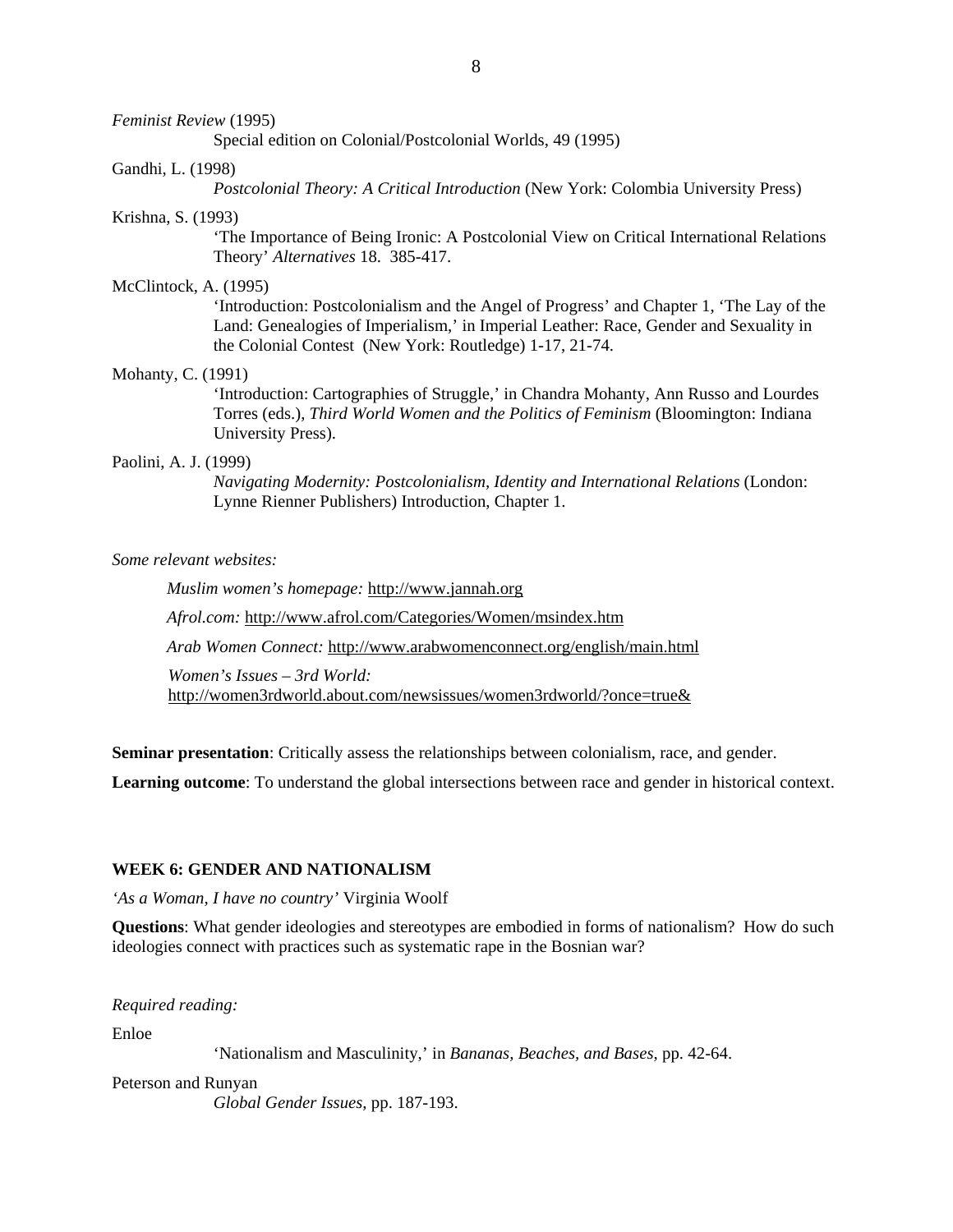*Feminist Review* (1995)

Special edition on Colonial/Postcolonial Worlds, 49 (1995)

Gandhi, L. (1998)

*Postcolonial Theory: A Critical Introduction* (New York: Colombia University Press)

Krishna, S. (1993)

'The Importance of Being Ironic: A Postcolonial View on Critical International Relations Theory' *Alternatives* 18. 385-417.

McClintock, A. (1995)

'Introduction: Postcolonialism and the Angel of Progress' and Chapter 1, 'The Lay of the Land: Genealogies of Imperialism,' in Imperial Leather: Race, Gender and Sexuality in the Colonial Contest (New York: Routledge) 1-17, 21-74.

Mohanty, C. (1991)

'Introduction: Cartographies of Struggle,' in Chandra Mohanty, Ann Russo and Lourdes Torres (eds.), *Third World Women and the Politics of Feminism* (Bloomington: Indiana University Press).

Paolini, A. J. (1999)

*Navigating Modernity: Postcolonialism, Identity and International Relations* (London: Lynne Rienner Publishers) Introduction, Chapter 1.

*Some relevant websites:*

*Muslim women's homepage:* http://www.jannah.org

*Afrol.com:* http://www.afrol.com/Categories/Women/msindex.htm

*Arab Women Connect:* http://www.arabwomenconnect.org/english/main.html

*Women's Issues – 3rd World:* http://women3rdworld.about.com/newsissues/women3rdworld/?once=true&

**Seminar presentation**: Critically assess the relationships between colonialism, race, and gender.

**Learning outcome**: To understand the global intersections between race and gender in historical context.

## WEEK 6: GENDER AND NATIONALISM

*'As a Woman, I have no country'* Virginia Woolf

**Questions**: What gender ideologies and stereotypes are embodied in forms of nationalism? How do such ideologies connect with practices such as systematic rape in the Bosnian war?

*Required reading:*

Enloe

'Nationalism and Masculinity,' in *Bananas, Beaches, and Bases*, pp. 42-64.

Peterson and Runyan

*Global Gender Issues*, pp. 187-193.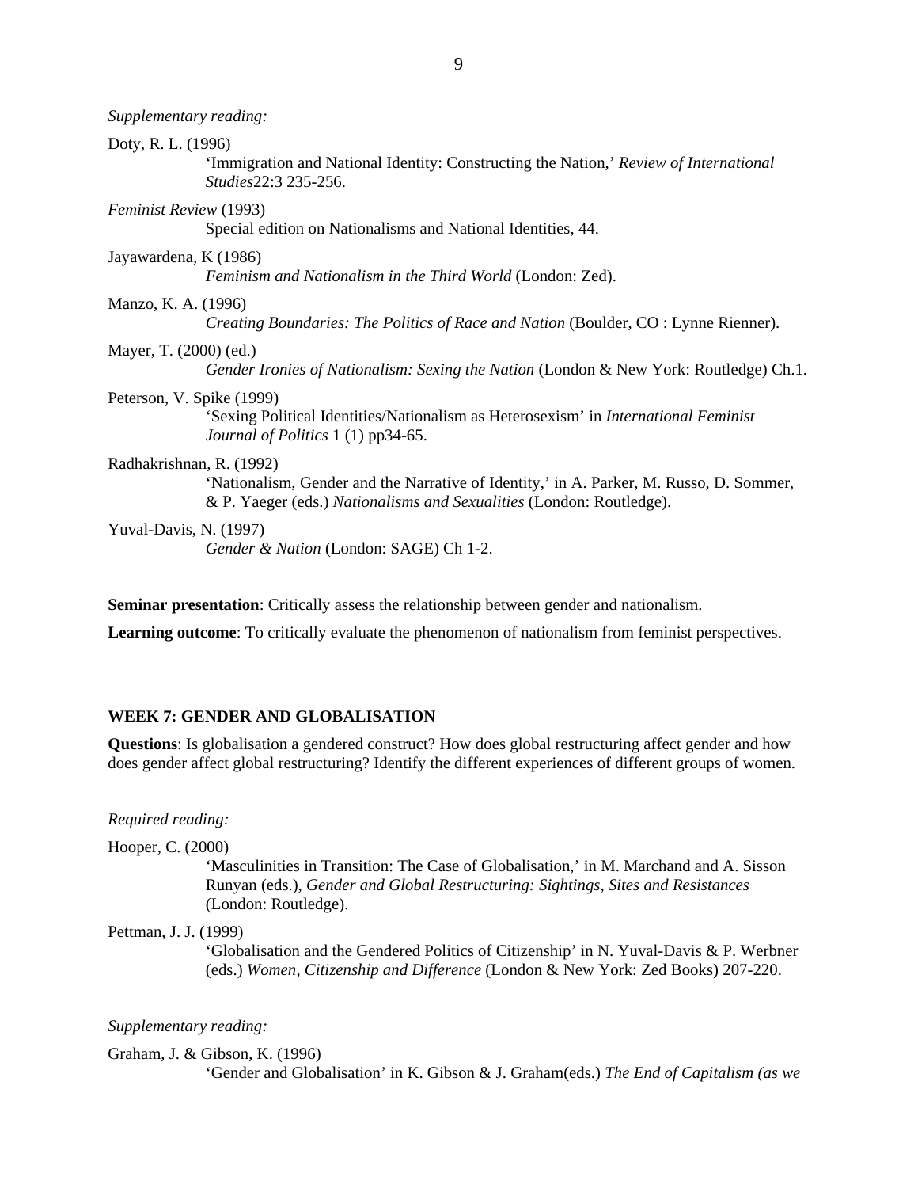*Supplementary reading:*

Doty, R. L. (1996)
'Immigration and National Identity: Constructing the Nation,' *Review of International Studies*22:3 235-256.

*Feminist Review* (1993)
Special edition on Nationalisms and National Identities, 44.

Jayawardena, K (1986)
*Feminism and Nationalism in the Third World* (London: Zed).

Manzo, K. A. (1996)
*Creating Boundaries: The Politics of Race and Nation* (Boulder, CO : Lynne Rienner).

Mayer, T. (2000) (ed.)
*Gender Ironies of Nationalism: Sexing the Nation* (London & New York: Routledge) Ch.1.

Peterson, V. Spike (1999)
'Sexing Political Identities/Nationalism as Heterosexism' in *International Feminist Journal of Politics* 1 (1) pp34-65.

Radhakrishnan, R. (1992)
'Nationalism, Gender and the Narrative of Identity,' in A. Parker, M. Russo, D. Sommer, & P. Yaeger (eds.) *Nationalisms and Sexualities* (London: Routledge).

Yuval-Davis, N. (1997)
*Gender & Nation* (London: SAGE) Ch 1-2.

**Seminar presentation**: Critically assess the relationship between gender and nationalism.

**Learning outcome**: To critically evaluate the phenomenon of nationalism from feminist perspectives.

### WEEK 7: GENDER AND GLOBALISATION

**Questions**: Is globalisation a gendered construct? How does global restructuring affect gender and how does gender affect global restructuring? Identify the different experiences of different groups of women.

*Required reading:*

Hooper, C. (2000)
'Masculinities in Transition: The Case of Globalisation,' in M. Marchand and A. Sisson Runyan (eds.), *Gender and Global Restructuring: Sightings, Sites and Resistances* (London: Routledge).

Pettman, J. J. (1999)
'Globalisation and the Gendered Politics of Citizenship' in N. Yuval-Davis & P. Werbner (eds.) *Women, Citizenship and Difference* (London & New York: Zed Books) 207-220.

*Supplementary reading:*

Graham, J. & Gibson, K. (1996)
'Gender and Globalisation' in K. Gibson & J. Graham(eds.) *The End of Capitalism (as we*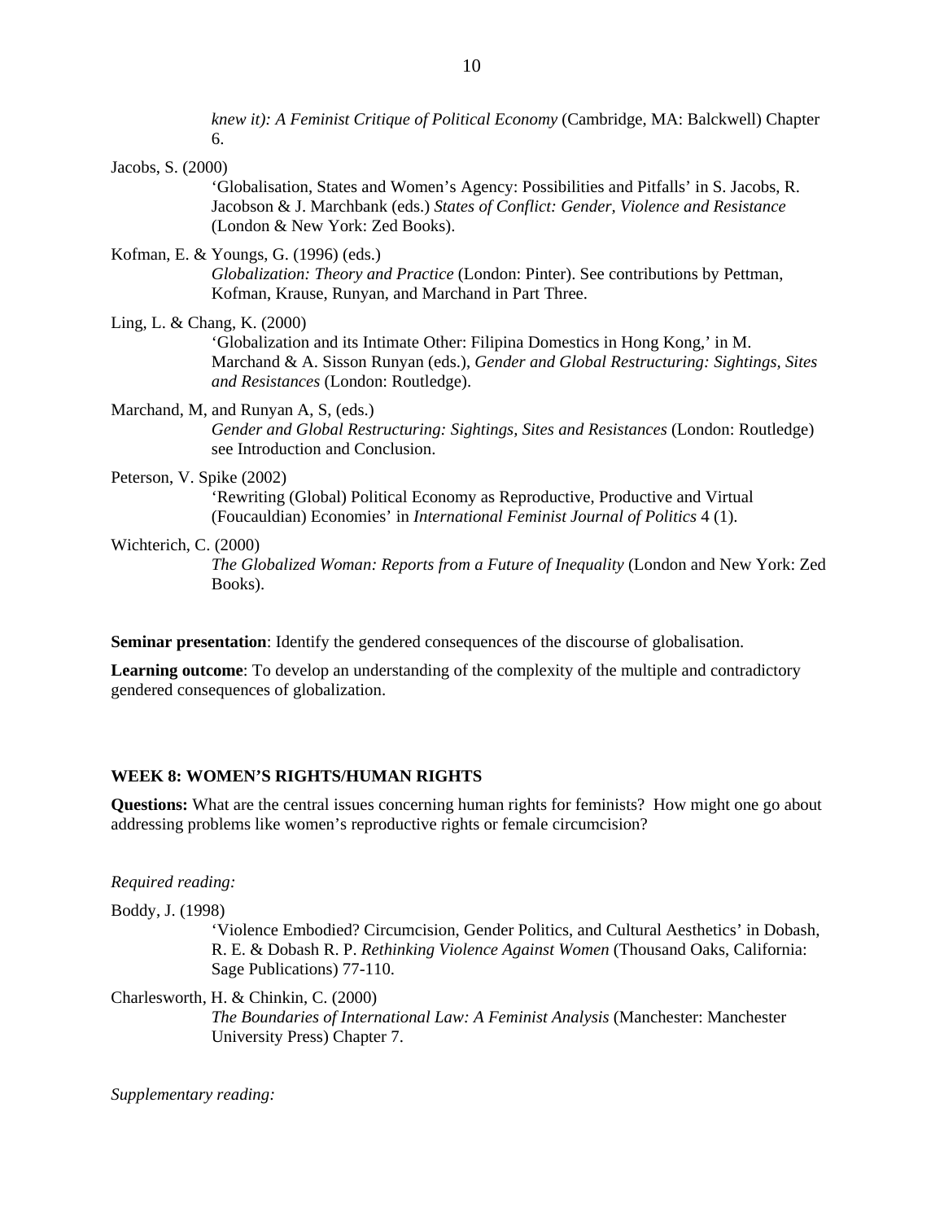*knew it): A Feminist Critique of Political Economy* (Cambridge, MA: Balckwell) Chapter 6.

Jacobs, S. (2000)
: 'Globalisation, States and Women's Agency: Possibilities and Pitfalls' in S. Jacobs, R. Jacobson & J. Marchbank (eds.) *States of Conflict: Gender, Violence and Resistance* (London & New York: Zed Books).

Kofman, E. & Youngs, G. (1996) (eds.)
: *Globalization: Theory and Practice* (London: Pinter). See contributions by Pettman, Kofman, Krause, Runyan, and Marchand in Part Three.

Ling, L. & Chang, K. (2000)
: 'Globalization and its Intimate Other: Filipina Domestics in Hong Kong,' in M. Marchand & A. Sisson Runyan (eds.), *Gender and Global Restructuring: Sightings, Sites and Resistances* (London: Routledge).

Marchand, M, and Runyan A, S, (eds.)
: *Gender and Global Restructuring: Sightings, Sites and Resistances* (London: Routledge) see Introduction and Conclusion.

Peterson, V. Spike (2002)
: 'Rewriting (Global) Political Economy as Reproductive, Productive and Virtual (Foucauldian) Economies' in *International Feminist Journal of Politics* 4 (1).

Wichterich, C. (2000)
: *The Globalized Woman: Reports from a Future of Inequality* (London and New York: Zed Books).

**Seminar presentation**: Identify the gendered consequences of the discourse of globalisation.

**Learning outcome**: To develop an understanding of the complexity of the multiple and contradictory gendered consequences of globalization.

### WEEK 8: WOMEN'S RIGHTS/HUMAN RIGHTS

**Questions:** What are the central issues concerning human rights for feminists? How might one go about addressing problems like women's reproductive rights or female circumcision?

*Required reading:*

Boddy, J. (1998)
: 'Violence Embodied? Circumcision, Gender Politics, and Cultural Aesthetics' in Dobash, R. E. & Dobash R. P. *Rethinking Violence Against Women* (Thousand Oaks, California: Sage Publications) 77-110.

Charlesworth, H. & Chinkin, C. (2000)
: *The Boundaries of International Law: A Feminist Analysis* (Manchester: Manchester University Press) Chapter 7.

*Supplementary reading:*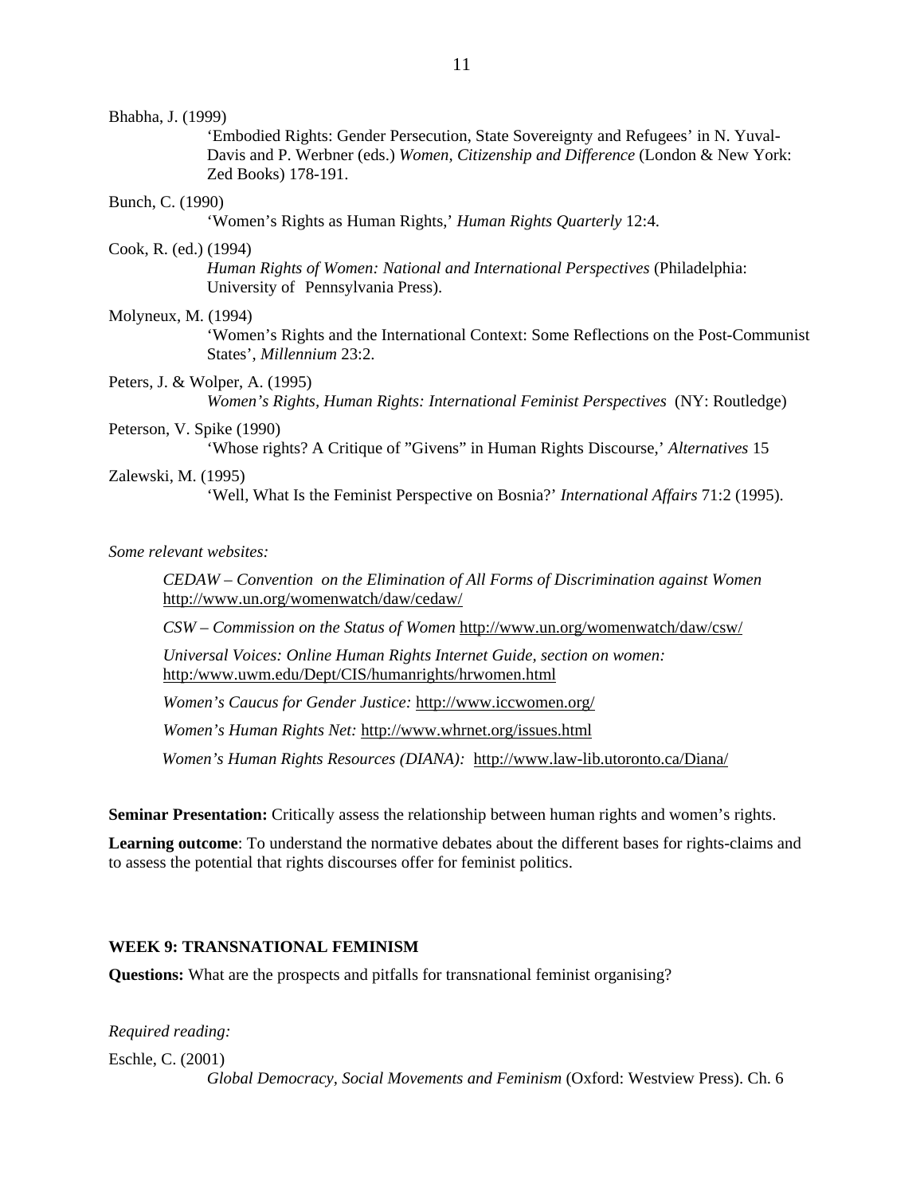Bhabha, J. (1999)
'Embodied Rights: Gender Persecution, State Sovereignty and Refugees' in N. Yuval-Davis and P. Werbner (eds.) *Women, Citizenship and Difference* (London & New York: Zed Books) 178-191.

Bunch, C. (1990)
'Women's Rights as Human Rights,' *Human Rights Quarterly* 12:4.

Cook, R. (ed.) (1994)
*Human Rights of Women: National and International Perspectives* (Philadelphia: University of Pennsylvania Press).

Molyneux, M. (1994)
'Women's Rights and the International Context: Some Reflections on the Post-Communist States', *Millennium* 23:2.

Peters, J. & Wolper, A. (1995)
*Women's Rights, Human Rights: International Feminist Perspectives* (NY: Routledge)

Peterson, V. Spike (1990)
'Whose rights? A Critique of "Givens" in Human Rights Discourse,' *Alternatives* 15

Zalewski, M. (1995)
'Well, What Is the Feminist Perspective on Bosnia?' *International Affairs* 71:2 (1995).

*Some relevant websites:*

*CEDAW – Convention on the Elimination of All Forms of Discrimination against Women* http://www.un.org/womenwatch/daw/cedaw/

*CSW – Commission on the Status of Women* http://www.un.org/womenwatch/daw/csw/

*Universal Voices: Online Human Rights Internet Guide, section on women:* http:/www.uwm.edu/Dept/CIS/humanrights/hrwomen.html

*Women's Caucus for Gender Justice:* http://www.iccwomen.org/

*Women's Human Rights Net:* http://www.whrnet.org/issues.html

*Women's Human Rights Resources (DIANA):* http://www.law-lib.utoronto.ca/Diana/

**Seminar Presentation:** Critically assess the relationship between human rights and women's rights.

**Learning outcome**: To understand the normative debates about the different bases for rights-claims and to assess the potential that rights discourses offer for feminist politics.

**WEEK 9: TRANSNATIONAL FEMINISM**

**Questions:** What are the prospects and pitfalls for transnational feminist organising?

*Required reading:*

Eschle, C. (2001)
*Global Democracy, Social Movements and Feminism* (Oxford: Westview Press). Ch. 6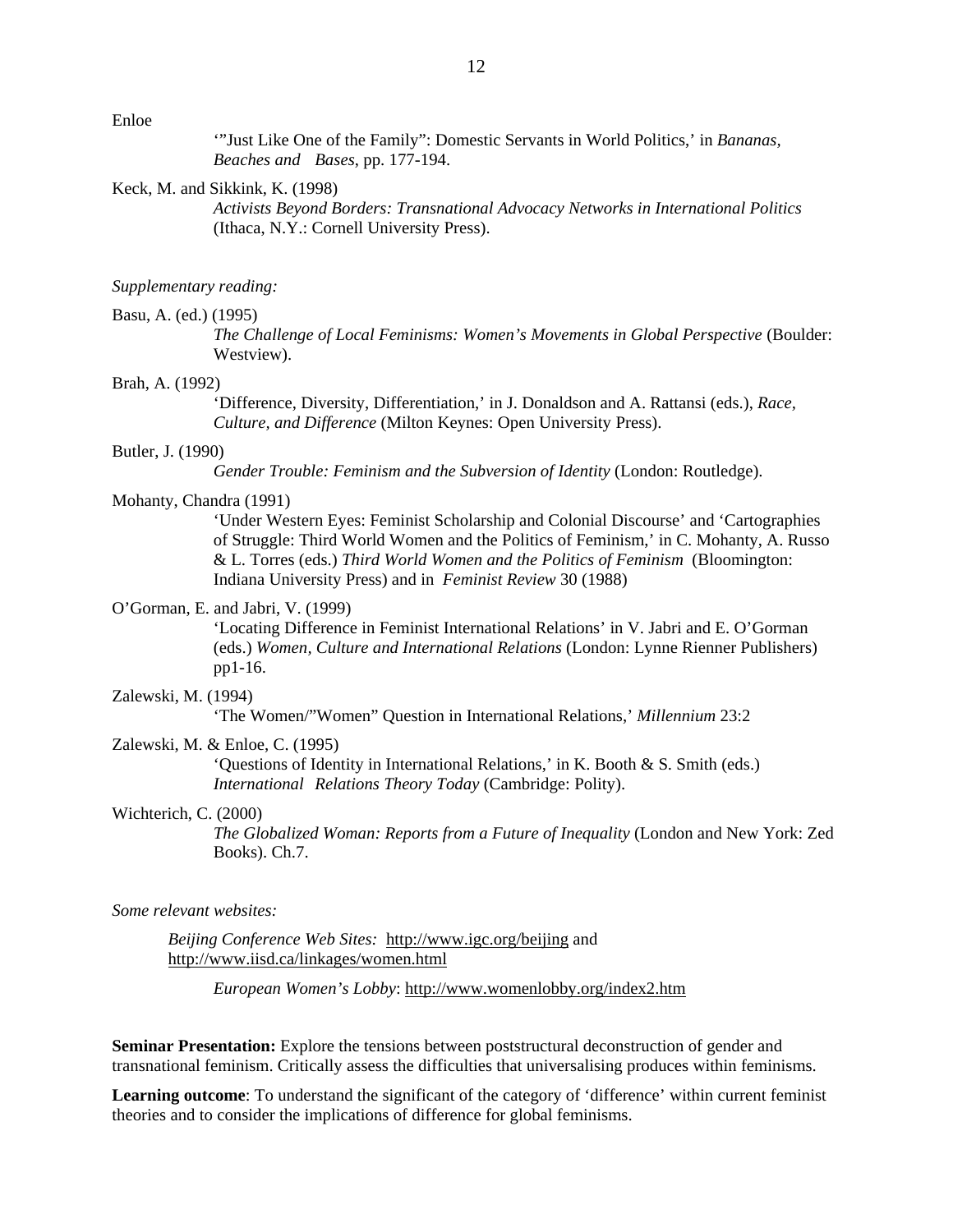Enloe

'"Just Like One of the Family": Domestic Servants in World Politics,' in *Bananas, Beaches and Bases*, pp. 177-194.

Keck, M. and Sikkink, K. (1998)

*Activists Beyond Borders: Transnational Advocacy Networks in International Politics* (Ithaca, N.Y.: Cornell University Press).

*Supplementary reading:*

Basu, A. (ed.) (1995)

*The Challenge of Local Feminisms: Women's Movements in Global Perspective* (Boulder: Westview).

Brah, A. (1992)

'Difference, Diversity, Differentiation,' in J. Donaldson and A. Rattansi (eds.), *Race, Culture, and Difference* (Milton Keynes: Open University Press).

Butler, J. (1990)

*Gender Trouble: Feminism and the Subversion of Identity* (London: Routledge).

Mohanty, Chandra (1991)

'Under Western Eyes: Feminist Scholarship and Colonial Discourse' and 'Cartographies of Struggle: Third World Women and the Politics of Feminism,' in C. Mohanty, A. Russo & L. Torres (eds.) *Third World Women and the Politics of Feminism* (Bloomington: Indiana University Press) and in *Feminist Review* 30 (1988)

O'Gorman, E. and Jabri, V. (1999)

'Locating Difference in Feminist International Relations' in V. Jabri and E. O'Gorman (eds.) *Women, Culture and International Relations* (London: Lynne Rienner Publishers) pp1-16.

Zalewski, M. (1994)

'The Women/"Women" Question in International Relations,' *Millennium* 23:2

Zalewski, M. & Enloe, C. (1995)

'Questions of Identity in International Relations,' in K. Booth & S. Smith (eds.) *International Relations Theory Today* (Cambridge: Polity).

Wichterich, C. (2000)

*The Globalized Woman: Reports from a Future of Inequality* (London and New York: Zed Books). Ch.7.

*Some relevant websites:*

*Beijing Conference Web Sites:* http://www.igc.org/beijing and http://www.iisd.ca/linkages/women.html

*European Women's Lobby*: http://www.womenlobby.org/index2.htm

**Seminar Presentation:** Explore the tensions between poststructural deconstruction of gender and transnational feminism. Critically assess the difficulties that universalising produces within feminisms.

**Learning outcome**: To understand the significant of the category of 'difference' within current feminist theories and to consider the implications of difference for global feminisms.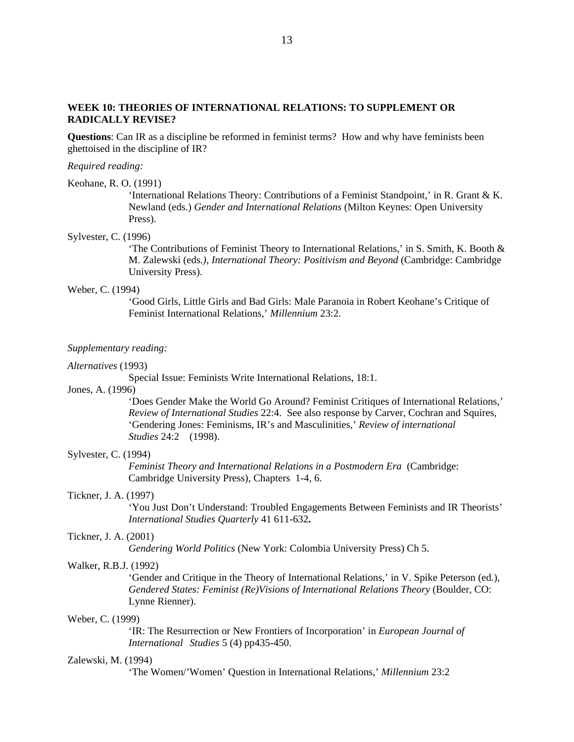**WEEK 10: THEORIES OF INTERNATIONAL RELATIONS: TO SUPPLEMENT OR RADICALLY REVISE?**

**Questions**: Can IR as a discipline be reformed in feminist terms? How and why have feminists been ghettoised in the discipline of IR?

*Required reading:*

Keohane, R. O. (1991)
'International Relations Theory: Contributions of a Feminist Standpoint,' in R. Grant & K. Newland (eds.) *Gender and International Relations* (Milton Keynes: Open University Press).

Sylvester, C. (1996)
'The Contributions of Feminist Theory to International Relations,' in S. Smith, K. Booth & M. Zalewski (eds*.), International Theory: Positivism and Beyond* (Cambridge: Cambridge University Press).

Weber, C. (1994)
'Good Girls, Little Girls and Bad Girls: Male Paranoia in Robert Keohane's Critique of Feminist International Relations,' *Millennium* 23:2.

*Supplementary reading:*

*Alternatives* (1993)
Special Issue: Feminists Write International Relations, 18:1.

Jones, A. (1996)
'Does Gender Make the World Go Around? Feminist Critiques of International Relations,' *Review of International Studies* 22:4. See also response by Carver, Cochran and Squires, 'Gendering Jones: Feminisms, IR's and Masculinities,' *Review of international Studies* 24:2 (1998).

Sylvester, C. (1994)
*Feminist Theory and International Relations in a Postmodern Era* (Cambridge: Cambridge University Press), Chapters 1-4, 6.

Tickner, J. A. (1997)
'You Just Don't Understand: Troubled Engagements Between Feminists and IR Theorists' *International Studies Quarterly* 41 611-632**.**

Tickner, J. A. (2001)
*Gendering World Politics* (New York: Colombia University Press) Ch 5.

Walker, R.B.J. (1992)
'Gender and Critique in the Theory of International Relations,' in V. Spike Peterson (ed.), *Gendered States: Feminist (Re)Visions of International Relations Theory* (Boulder, CO: Lynne Rienner).

Weber, C. (1999)
'IR: The Resurrection or New Frontiers of Incorporation' in *European Journal of International Studies* 5 (4) pp435-450.

Zalewski, M. (1994)
'The Women/'Women' Question in International Relations,' *Millennium* 23:2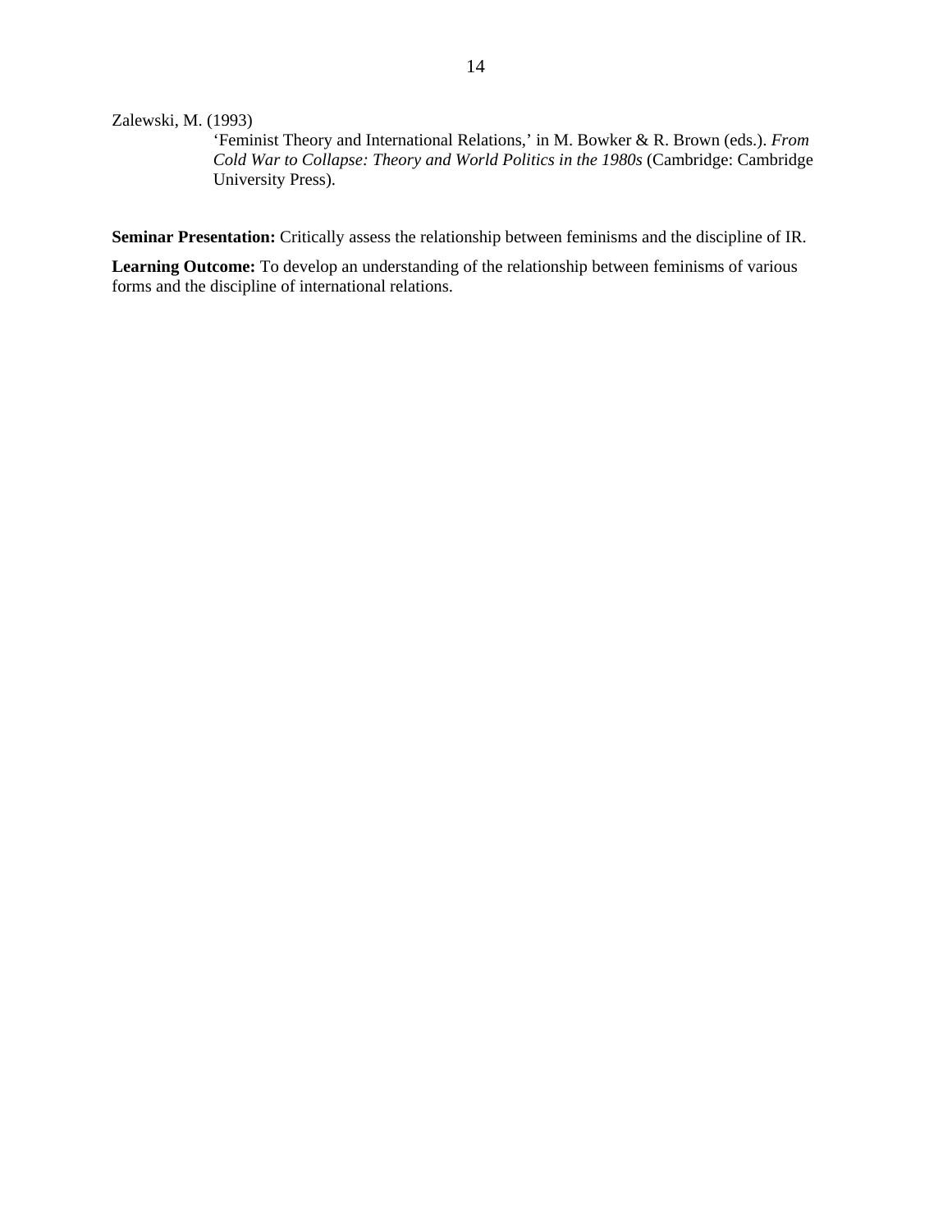Zalewski, M. (1993)
'Feminist Theory and International Relations,' in M. Bowker & R. Brown (eds.). *From Cold War to Collapse: Theory and World Politics in the 1980s* (Cambridge: Cambridge University Press).

**Seminar Presentation:** Critically assess the relationship between feminisms and the discipline of IR.

**Learning Outcome:** To develop an understanding of the relationship between feminisms of various forms and the discipline of international relations.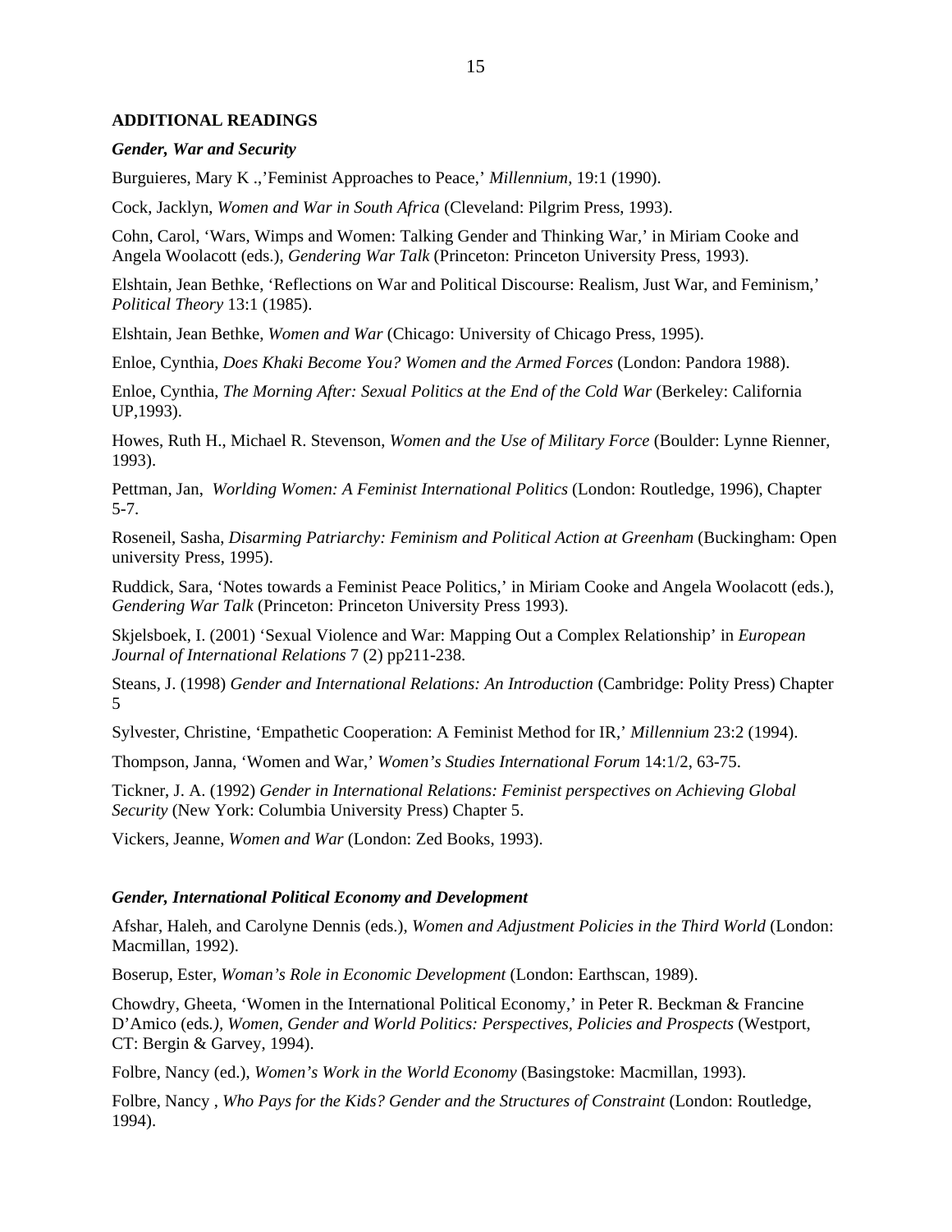## ADDITIONAL READINGS

### *Gender, War and Security*

Burguieres, Mary K .,'Feminist Approaches to Peace,' *Millennium*, 19:1 (1990).

Cock, Jacklyn, *Women and War in South Africa* (Cleveland: Pilgrim Press, 1993).

Cohn, Carol, 'Wars, Wimps and Women: Talking Gender and Thinking War,' in Miriam Cooke and Angela Woolacott (eds.), *Gendering War Talk* (Princeton: Princeton University Press, 1993).

Elshtain, Jean Bethke, 'Reflections on War and Political Discourse: Realism, Just War, and Feminism,' *Political Theory* 13:1 (1985).

Elshtain, Jean Bethke, *Women and War* (Chicago: University of Chicago Press, 1995).

Enloe, Cynthia, *Does Khaki Become You? Women and the Armed Forces* (London: Pandora 1988).

Enloe, Cynthia, *The Morning After: Sexual Politics at the End of the Cold War* (Berkeley: California UP,1993).

Howes, Ruth H., Michael R. Stevenson, *Women and the Use of Military Force* (Boulder: Lynne Rienner, 1993).

Pettman, Jan, *Worlding Women: A Feminist International Politics* (London: Routledge, 1996), Chapter 5-7.

Roseneil, Sasha, *Disarming Patriarchy: Feminism and Political Action at Greenham* (Buckingham: Open university Press, 1995).

Ruddick, Sara, 'Notes towards a Feminist Peace Politics,' in Miriam Cooke and Angela Woolacott (eds.), *Gendering War Talk* (Princeton: Princeton University Press 1993).

Skjelsboek, I. (2001) 'Sexual Violence and War: Mapping Out a Complex Relationship' in *European Journal of International Relations* 7 (2) pp211-238.

Steans, J. (1998) *Gender and International Relations: An Introduction* (Cambridge: Polity Press) Chapter 5

Sylvester, Christine, 'Empathetic Cooperation: A Feminist Method for IR,' *Millennium* 23:2 (1994).

Thompson, Janna, 'Women and War,' *Women's Studies International Forum* 14:1/2, 63-75.

Tickner, J. A. (1992) *Gender in International Relations: Feminist perspectives on Achieving Global Security* (New York: Columbia University Press) Chapter 5.

Vickers, Jeanne, *Women and War* (London: Zed Books, 1993).

### *Gender, International Political Economy and Development*

Afshar, Haleh, and Carolyne Dennis (eds.), *Women and Adjustment Policies in the Third World* (London: Macmillan, 1992).

Boserup, Ester, *Woman's Role in Economic Development* (London: Earthscan, 1989).

Chowdry, Gheeta, 'Women in the International Political Economy,' in Peter R. Beckman & Francine D'Amico (eds*.), Women, Gender and World Politics: Perspectives, Policies and Prospects* (Westport, CT: Bergin & Garvey, 1994).

Folbre, Nancy (ed.), *Women's Work in the World Economy* (Basingstoke: Macmillan, 1993).

Folbre, Nancy , *Who Pays for the Kids? Gender and the Structures of Constraint* (London: Routledge, 1994).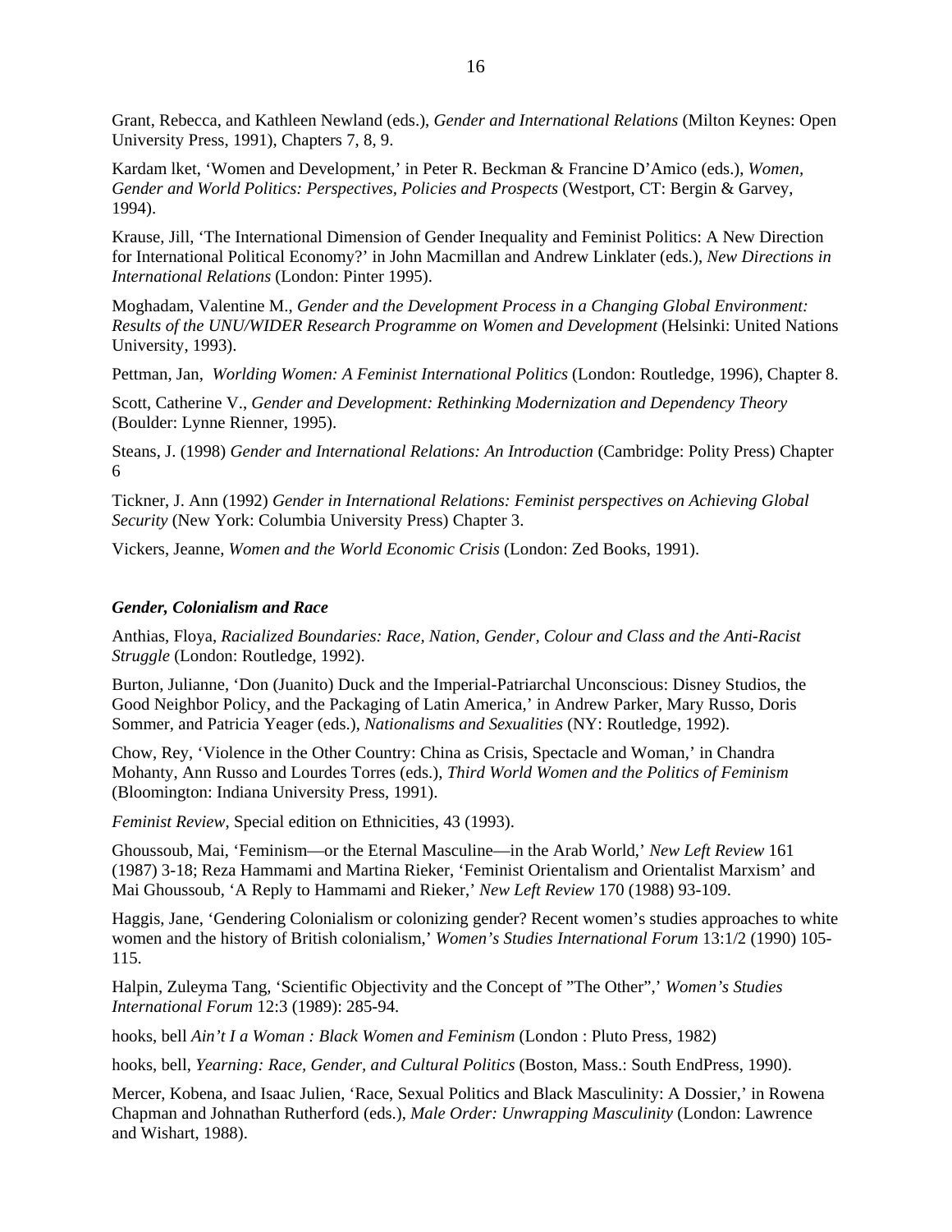Grant, Rebecca, and Kathleen Newland (eds.), *Gender and International Relations* (Milton Keynes: Open University Press, 1991), Chapters 7, 8, 9.

Kardam lket, 'Women and Development,' in Peter R. Beckman & Francine D'Amico (eds.), *Women, Gender and World Politics: Perspectives, Policies and Prospects* (Westport, CT: Bergin & Garvey, 1994).

Krause, Jill, 'The International Dimension of Gender Inequality and Feminist Politics: A New Direction for International Political Economy?' in John Macmillan and Andrew Linklater (eds.), *New Directions in International Relations* (London: Pinter 1995).

Moghadam, Valentine M., *Gender and the Development Process in a Changing Global Environment: Results of the UNU/WIDER Research Programme on Women and Development* (Helsinki: United Nations University, 1993).

Pettman, Jan, *Worlding Women: A Feminist International Politics* (London: Routledge, 1996), Chapter 8.

Scott, Catherine V., *Gender and Development: Rethinking Modernization and Dependency Theory* (Boulder: Lynne Rienner, 1995).

Steans, J. (1998) *Gender and International Relations: An Introduction* (Cambridge: Polity Press) Chapter 6

Tickner, J. Ann (1992) *Gender in International Relations: Feminist perspectives on Achieving Global Security* (New York: Columbia University Press) Chapter 3.

Vickers, Jeanne, *Women and the World Economic Crisis* (London: Zed Books, 1991).

***Gender, Colonialism and Race***

Anthias, Floya, *Racialized Boundaries: Race, Nation, Gender, Colour and Class and the Anti-Racist Struggle* (London: Routledge, 1992).

Burton, Julianne, 'Don (Juanito) Duck and the Imperial-Patriarchal Unconscious: Disney Studios, the Good Neighbor Policy, and the Packaging of Latin America,' in Andrew Parker, Mary Russo, Doris Sommer, and Patricia Yeager (eds.), *Nationalisms and Sexualities* (NY: Routledge, 1992).

Chow, Rey, 'Violence in the Other Country: China as Crisis, Spectacle and Woman,' in Chandra Mohanty, Ann Russo and Lourdes Torres (eds.), *Third World Women and the Politics of Feminism* (Bloomington: Indiana University Press, 1991).

*Feminist Review*, Special edition on Ethnicities, 43 (1993).

Ghoussoub, Mai, 'Feminism—or the Eternal Masculine—in the Arab World,' *New Left Review* 161 (1987) 3-18; Reza Hammami and Martina Rieker, 'Feminist Orientalism and Orientalist Marxism' and Mai Ghoussoub, 'A Reply to Hammami and Rieker,' *New Left Review* 170 (1988) 93-109.

Haggis, Jane, 'Gendering Colonialism or colonizing gender? Recent women's studies approaches to white women and the history of British colonialism,' *Women's Studies International Forum* 13:1/2 (1990) 105-115.

Halpin, Zuleyma Tang, 'Scientific Objectivity and the Concept of "The Other",' *Women's Studies International Forum* 12:3 (1989): 285-94.

hooks, bell *Ain't I a Woman : Black Women and Feminism* (London : Pluto Press, 1982)

hooks, bell, *Yearning: Race, Gender, and Cultural Politics* (Boston, Mass.: South EndPress, 1990).

Mercer, Kobena, and Isaac Julien, 'Race, Sexual Politics and Black Masculinity: A Dossier,' in Rowena Chapman and Johnathan Rutherford (eds.), *Male Order: Unwrapping Masculinity* (London: Lawrence and Wishart, 1988).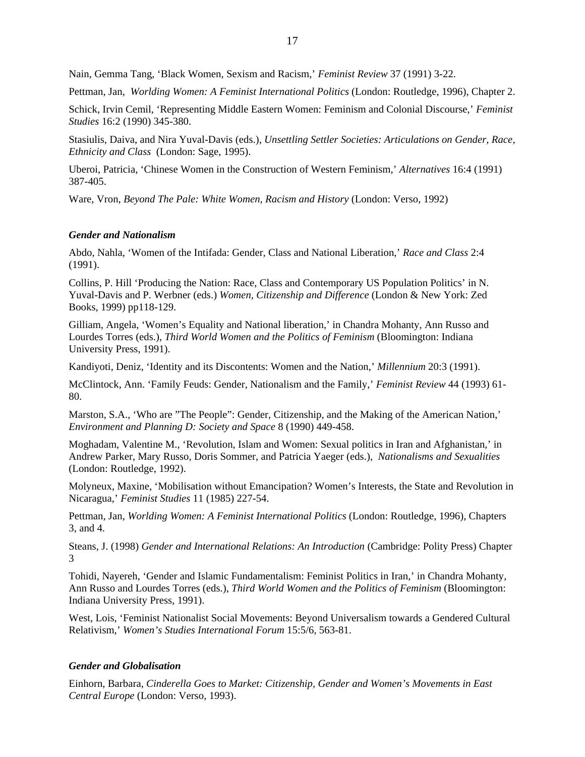Nain, Gemma Tang, 'Black Women, Sexism and Racism,' *Feminist Review* 37 (1991) 3-22.

Pettman, Jan, *Worlding Women: A Feminist International Politics* (London: Routledge, 1996), Chapter 2.

Schick, Irvin Cemil, 'Representing Middle Eastern Women: Feminism and Colonial Discourse,' *Feminist Studies* 16:2 (1990) 345-380.

Stasiulis, Daiva, and Nira Yuval-Davis (eds.), *Unsettling Settler Societies: Articulations on Gender, Race, Ethnicity and Class* (London: Sage, 1995).

Uberoi, Patricia, 'Chinese Women in the Construction of Western Feminism,' *Alternatives* 16:4 (1991) 387-405.

Ware, Vron, *Beyond The Pale: White Women, Racism and History* (London: Verso, 1992)

### *Gender and Nationalism*

Abdo, Nahla, 'Women of the Intifada: Gender, Class and National Liberation,' *Race and Class* 2:4 (1991).

Collins, P. Hill 'Producing the Nation: Race, Class and Contemporary US Population Politics' in N. Yuval-Davis and P. Werbner (eds.) *Women, Citizenship and Difference* (London & New York: Zed Books, 1999) pp118-129.

Gilliam, Angela, 'Women's Equality and National liberation,' in Chandra Mohanty, Ann Russo and Lourdes Torres (eds.), *Third World Women and the Politics of Feminism* (Bloomington: Indiana University Press, 1991).

Kandiyoti, Deniz, 'Identity and its Discontents: Women and the Nation,' *Millennium* 20:3 (1991).

McClintock, Ann. 'Family Feuds: Gender, Nationalism and the Family,' *Feminist Review* 44 (1993) 61-80.

Marston, S.A., 'Who are "The People": Gender, Citizenship, and the Making of the American Nation,' *Environment and Planning D: Society and Space* 8 (1990) 449-458.

Moghadam, Valentine M., 'Revolution, Islam and Women: Sexual politics in Iran and Afghanistan,' in Andrew Parker, Mary Russo, Doris Sommer, and Patricia Yaeger (eds.), *Nationalisms and Sexualities* (London: Routledge, 1992).

Molyneux, Maxine, 'Mobilisation without Emancipation? Women's Interests, the State and Revolution in Nicaragua,' *Feminist Studies* 11 (1985) 227-54.

Pettman, Jan, *Worlding Women: A Feminist International Politics* (London: Routledge, 1996), Chapters 3, and 4.

Steans, J. (1998) *Gender and International Relations: An Introduction* (Cambridge: Polity Press) Chapter 3

Tohidi, Nayereh, 'Gender and Islamic Fundamentalism: Feminist Politics in Iran,' in Chandra Mohanty, Ann Russo and Lourdes Torres (eds.), *Third World Women and the Politics of Feminism* (Bloomington: Indiana University Press, 1991).

West, Lois, 'Feminist Nationalist Social Movements: Beyond Universalism towards a Gendered Cultural Relativism,' *Women's Studies International Forum* 15:5/6, 563-81.

### *Gender and Globalisation*

Einhorn, Barbara, *Cinderella Goes to Market: Citizenship, Gender and Women's Movements in East Central Europe* (London: Verso, 1993).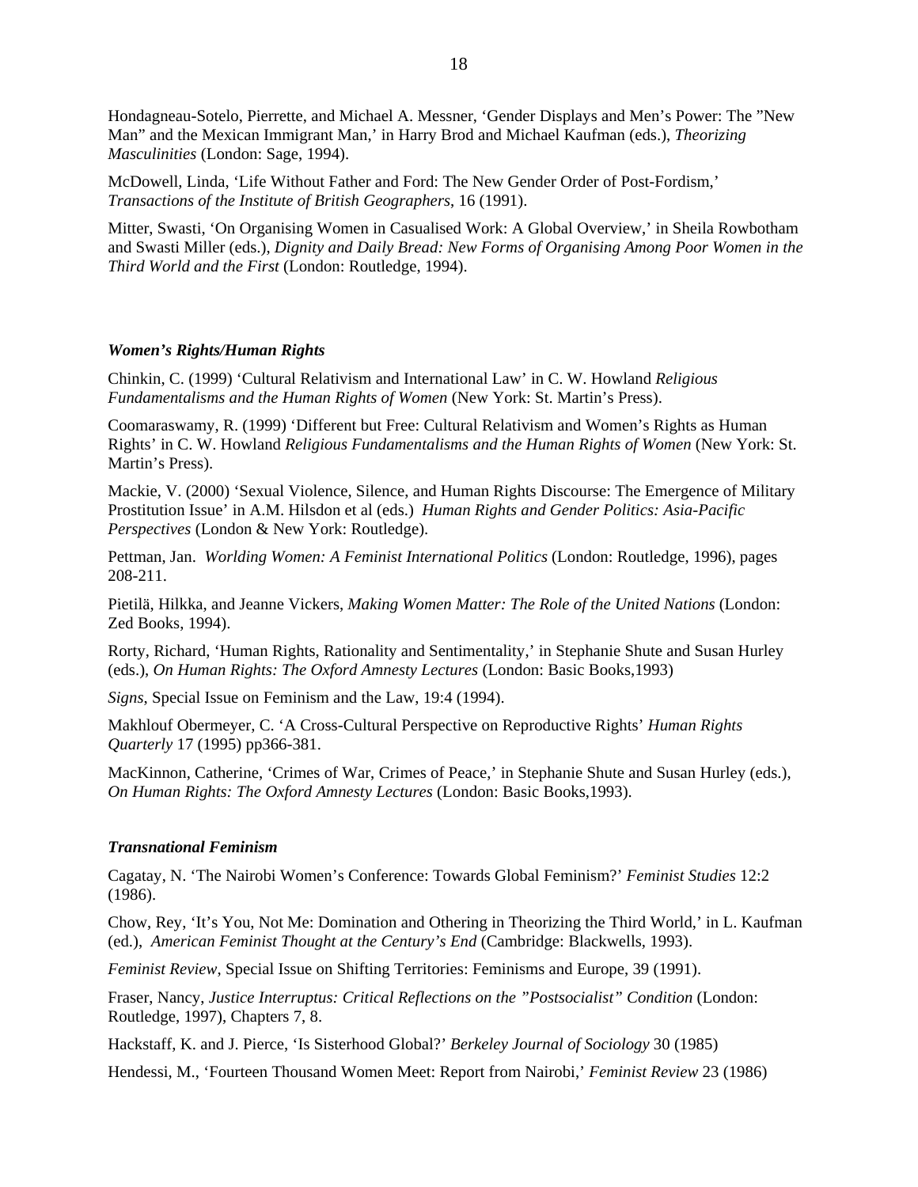Hondagneau-Sotelo, Pierrette, and Michael A. Messner, 'Gender Displays and Men's Power: The "New Man" and the Mexican Immigrant Man,' in Harry Brod and Michael Kaufman (eds.), *Theorizing Masculinities* (London: Sage, 1994).

McDowell, Linda, 'Life Without Father and Ford: The New Gender Order of Post-Fordism,' *Transactions of the Institute of British Geographers*, 16 (1991).

Mitter, Swasti, 'On Organising Women in Casualised Work: A Global Overview,' in Sheila Rowbotham and Swasti Miller (eds.), *Dignity and Daily Bread: New Forms of Organising Among Poor Women in the Third World and the First* (London: Routledge, 1994).

### *Women's Rights/Human Rights*

Chinkin, C. (1999) 'Cultural Relativism and International Law' in C. W. Howland *Religious Fundamentalisms and the Human Rights of Women* (New York: St. Martin's Press).

Coomaraswamy, R. (1999) 'Different but Free: Cultural Relativism and Women's Rights as Human Rights' in C. W. Howland *Religious Fundamentalisms and the Human Rights of Women* (New York: St. Martin's Press).

Mackie, V. (2000) 'Sexual Violence, Silence, and Human Rights Discourse: The Emergence of Military Prostitution Issue' in A.M. Hilsdon et al (eds.) *Human Rights and Gender Politics: Asia-Pacific Perspectives* (London & New York: Routledge).

Pettman, Jan. *Worlding Women: A Feminist International Politics* (London: Routledge, 1996), pages 208-211.

Pietilä, Hilkka, and Jeanne Vickers, *Making Women Matter: The Role of the United Nations* (London: Zed Books, 1994).

Rorty, Richard, 'Human Rights, Rationality and Sentimentality,' in Stephanie Shute and Susan Hurley (eds.), *On Human Rights: The Oxford Amnesty Lectures* (London: Basic Books,1993)

*Signs,* Special Issue on Feminism and the Law, 19:4 (1994).

Makhlouf Obermeyer, C. 'A Cross-Cultural Perspective on Reproductive Rights' *Human Rights Quarterly* 17 (1995) pp366-381.

MacKinnon, Catherine, 'Crimes of War, Crimes of Peace,' in Stephanie Shute and Susan Hurley (eds.), *On Human Rights: The Oxford Amnesty Lectures* (London: Basic Books,1993).

### *Transnational Feminism*

Cagatay, N. 'The Nairobi Women's Conference: Towards Global Feminism?' *Feminist Studies* 12:2 (1986).

Chow, Rey, 'It's You, Not Me: Domination and Othering in Theorizing the Third World,' in L. Kaufman (ed.), *American Feminist Thought at the Century's End* (Cambridge: Blackwells, 1993).

*Feminist Review*, Special Issue on Shifting Territories: Feminisms and Europe, 39 (1991).

Fraser, Nancy, *Justice Interruptus: Critical Reflections on the "Postsocialist" Condition* (London: Routledge, 1997), Chapters 7, 8.

Hackstaff, K. and J. Pierce, 'Is Sisterhood Global?' *Berkeley Journal of Sociology* 30 (1985)

Hendessi, M., 'Fourteen Thousand Women Meet: Report from Nairobi,' *Feminist Review* 23 (1986)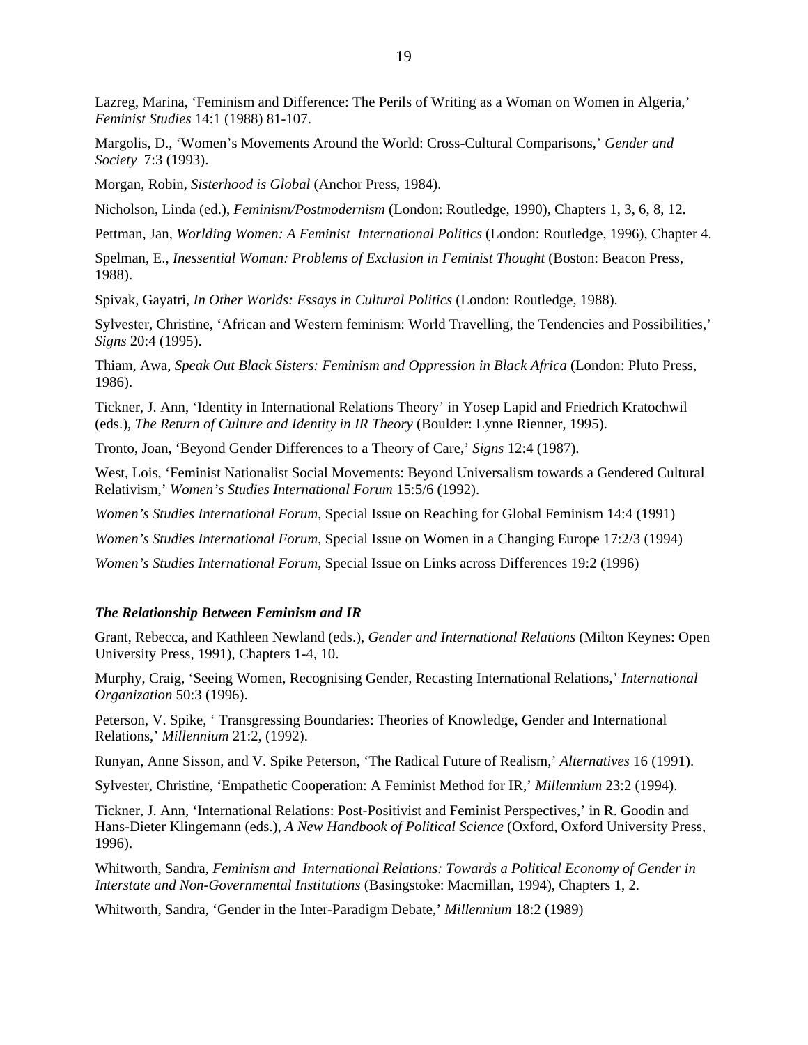Lazreg, Marina, 'Feminism and Difference: The Perils of Writing as a Woman on Women in Algeria,' *Feminist Studies* 14:1 (1988) 81-107.

Margolis, D., 'Women's Movements Around the World: Cross-Cultural Comparisons,' *Gender and Society* 7:3 (1993).

Morgan, Robin, *Sisterhood is Global* (Anchor Press, 1984).

Nicholson, Linda (ed.), *Feminism/Postmodernism* (London: Routledge, 1990), Chapters 1, 3, 6, 8, 12.

Pettman, Jan, *Worlding Women: A Feminist International Politics* (London: Routledge, 1996), Chapter 4.

Spelman, E., *Inessential Woman: Problems of Exclusion in Feminist Thought* (Boston: Beacon Press, 1988).

Spivak, Gayatri, *In Other Worlds: Essays in Cultural Politics* (London: Routledge, 1988).

Sylvester, Christine, 'African and Western feminism: World Travelling, the Tendencies and Possibilities,' *Signs* 20:4 (1995).

Thiam, Awa, *Speak Out Black Sisters: Feminism and Oppression in Black Africa* (London: Pluto Press, 1986).

Tickner, J. Ann, 'Identity in International Relations Theory' in Yosep Lapid and Friedrich Kratochwil (eds.), *The Return of Culture and Identity in IR Theory* (Boulder: Lynne Rienner, 1995).

Tronto, Joan, 'Beyond Gender Differences to a Theory of Care,' *Signs* 12:4 (1987).

West, Lois, 'Feminist Nationalist Social Movements: Beyond Universalism towards a Gendered Cultural Relativism,' *Women's Studies International Forum* 15:5/6 (1992).

*Women's Studies International Forum*, Special Issue on Reaching for Global Feminism 14:4 (1991)

*Women's Studies International Forum*, Special Issue on Women in a Changing Europe 17:2/3 (1994)

*Women's Studies International Forum*, Special Issue on Links across Differences 19:2 (1996)

### *The Relationship Between Feminism and IR*

Grant, Rebecca, and Kathleen Newland (eds.), *Gender and International Relations* (Milton Keynes: Open University Press, 1991), Chapters 1-4, 10.

Murphy, Craig, 'Seeing Women, Recognising Gender, Recasting International Relations,' *International Organization* 50:3 (1996).

Peterson, V. Spike, ' Transgressing Boundaries: Theories of Knowledge, Gender and International Relations,' *Millennium* 21:2, (1992).

Runyan, Anne Sisson, and V. Spike Peterson, 'The Radical Future of Realism,' *Alternatives* 16 (1991).

Sylvester, Christine, 'Empathetic Cooperation: A Feminist Method for IR,' *Millennium* 23:2 (1994).

Tickner, J. Ann, 'International Relations: Post-Positivist and Feminist Perspectives,' in R. Goodin and Hans-Dieter Klingemann (eds.), *A New Handbook of Political Science* (Oxford, Oxford University Press, 1996).

Whitworth, Sandra, *Feminism and International Relations: Towards a Political Economy of Gender in Interstate and Non-Governmental Institutions* (Basingstoke: Macmillan, 1994), Chapters 1, 2.

Whitworth, Sandra, 'Gender in the Inter-Paradigm Debate,' *Millennium* 18:2 (1989)